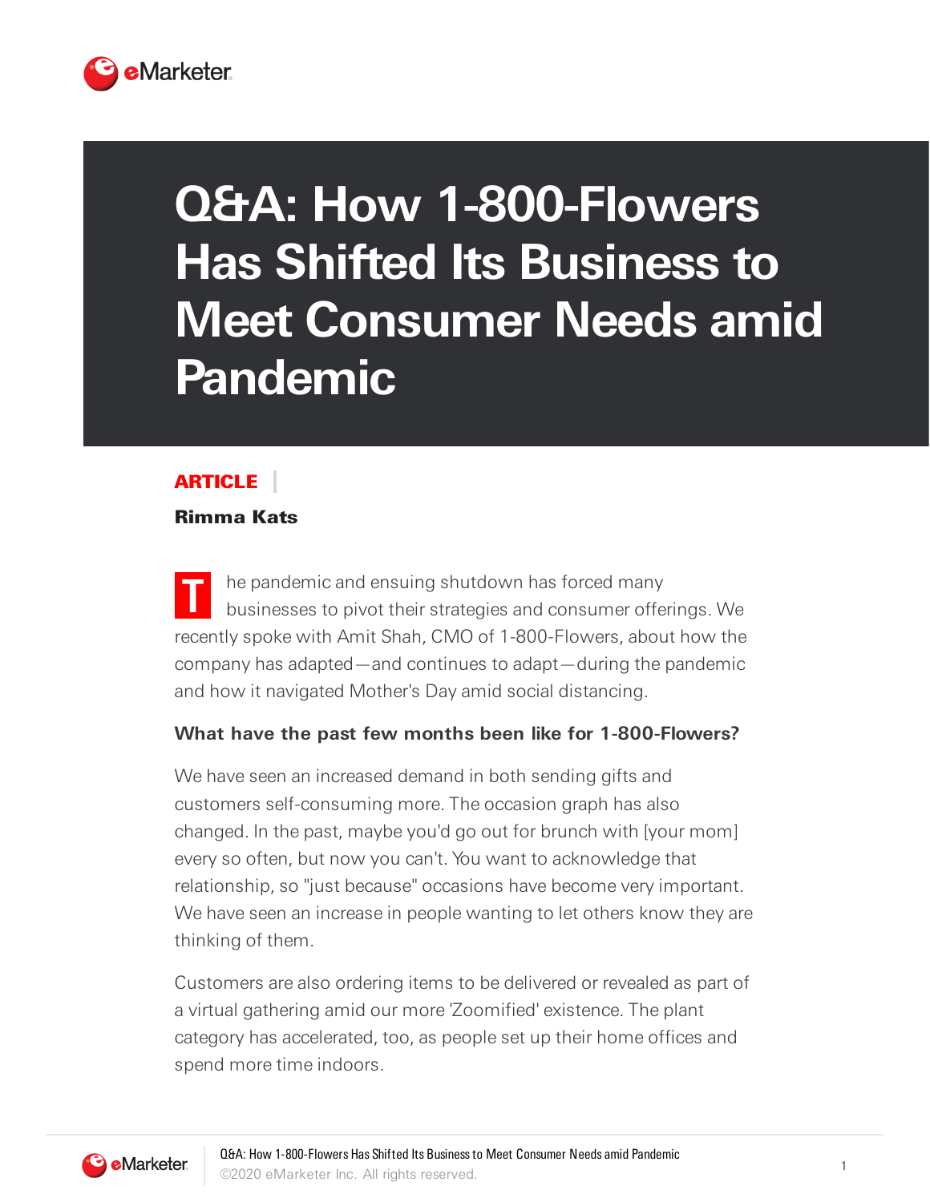# Q&A: How 1-800-Flowers Has Shifted Its Business to Meet Consumer Needs amid Pandemic

**ARTICLE**

**Rimma Kats**

The pandemic and ensuing shutdown has forced many businesses to pivot their strategies and consumer offerings. We recently spoke with Amit Shah, CMO of 1-800-Flowers, about how the company has adapted—and continues to adapt—during the pandemic and how it navigated Mother's Day amid social distancing.

**What have the past few months been like for 1-800-Flowers?**

We have seen an increased demand in both sending gifts and customers self-consuming more. The occasion graph has also changed. In the past, maybe you'd go out for brunch with [your mom] every so often, but now you can't. You want to acknowledge that relationship, so "just because" occasions have become very important. We have seen an increase in people wanting to let others know they are thinking of them.

Customers are also ordering items to be delivered or revealed as part of a virtual gathering amid our more 'Zoomified' existence. The plant category has accelerated, too, as people set up their home offices and spend more time indoors.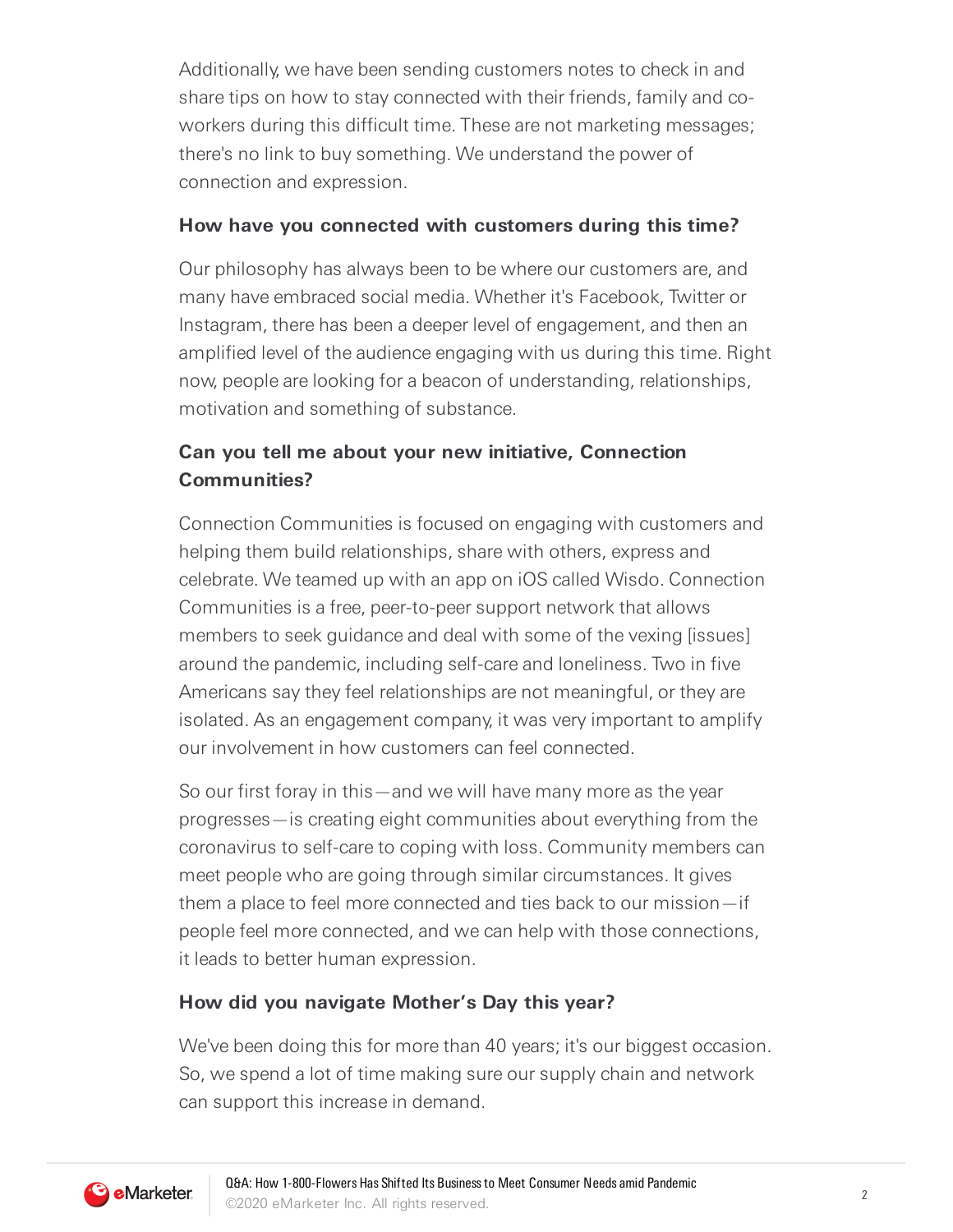Additionally, we have been sending customers notes to check in and share tips on how to stay connected with their friends, family and co-workers during this difficult time. These are not marketing messages; there's no link to buy something. We understand the power of connection and expression.

**How have you connected with customers during this time?**

Our philosophy has always been to be where our customers are, and many have embraced social media. Whether it's Facebook, Twitter or Instagram, there has been a deeper level of engagement, and then an amplified level of the audience engaging with us during this time. Right now, people are looking for a beacon of understanding, relationships, motivation and something of substance.

**Can you tell me about your new initiative, Connection Communities?**

Connection Communities is focused on engaging with customers and helping them build relationships, share with others, express and celebrate. We teamed up with an app on iOS called Wisdo. Connection Communities is a free, peer-to-peer support network that allows members to seek guidance and deal with some of the vexing [issues] around the pandemic, including self-care and loneliness. Two in five Americans say they feel relationships are not meaningful, or they are isolated. As an engagement company, it was very important to amplify our involvement in how customers can feel connected.

So our first foray in this—and we will have many more as the year progresses—is creating eight communities about everything from the coronavirus to self-care to coping with loss. Community members can meet people who are going through similar circumstances. It gives them a place to feel more connected and ties back to our mission—if people feel more connected, and we can help with those connections, it leads to better human expression.

**How did you navigate Mother's Day this year?**

We've been doing this for more than 40 years; it's our biggest occasion. So, we spend a lot of time making sure our supply chain and network can support this increase in demand.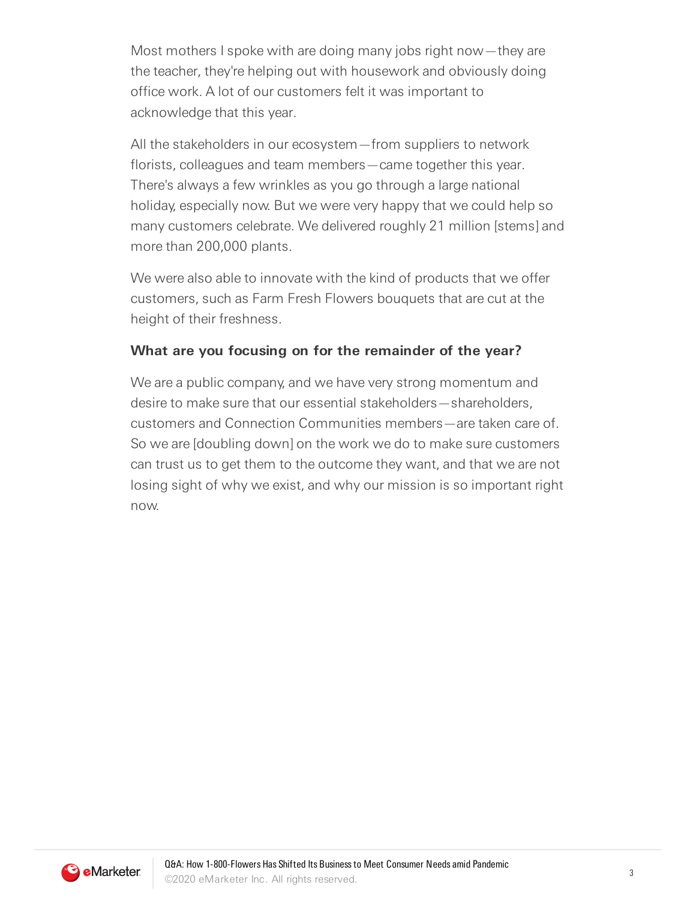Most mothers I spoke with are doing many jobs right now—they are the teacher, they're helping out with housework and obviously doing office work. A lot of our customers felt it was important to acknowledge that this year.

All the stakeholders in our ecosystem—from suppliers to network florists, colleagues and team members—came together this year. There's always a few wrinkles as you go through a large national holiday, especially now. But we were very happy that we could help so many customers celebrate. We delivered roughly 21 million [stems] and more than 200,000 plants.

We were also able to innovate with the kind of products that we offer customers, such as Farm Fresh Flowers bouquets that are cut at the height of their freshness.

**What are you focusing on for the remainder of the year?**

We are a public company, and we have very strong momentum and desire to make sure that our essential stakeholders—shareholders, customers and Connection Communities members—are taken care of. So we are [doubling down] on the work we do to make sure customers can trust us to get them to the outcome they want, and that we are not losing sight of why we exist, and why our mission is so important right now.